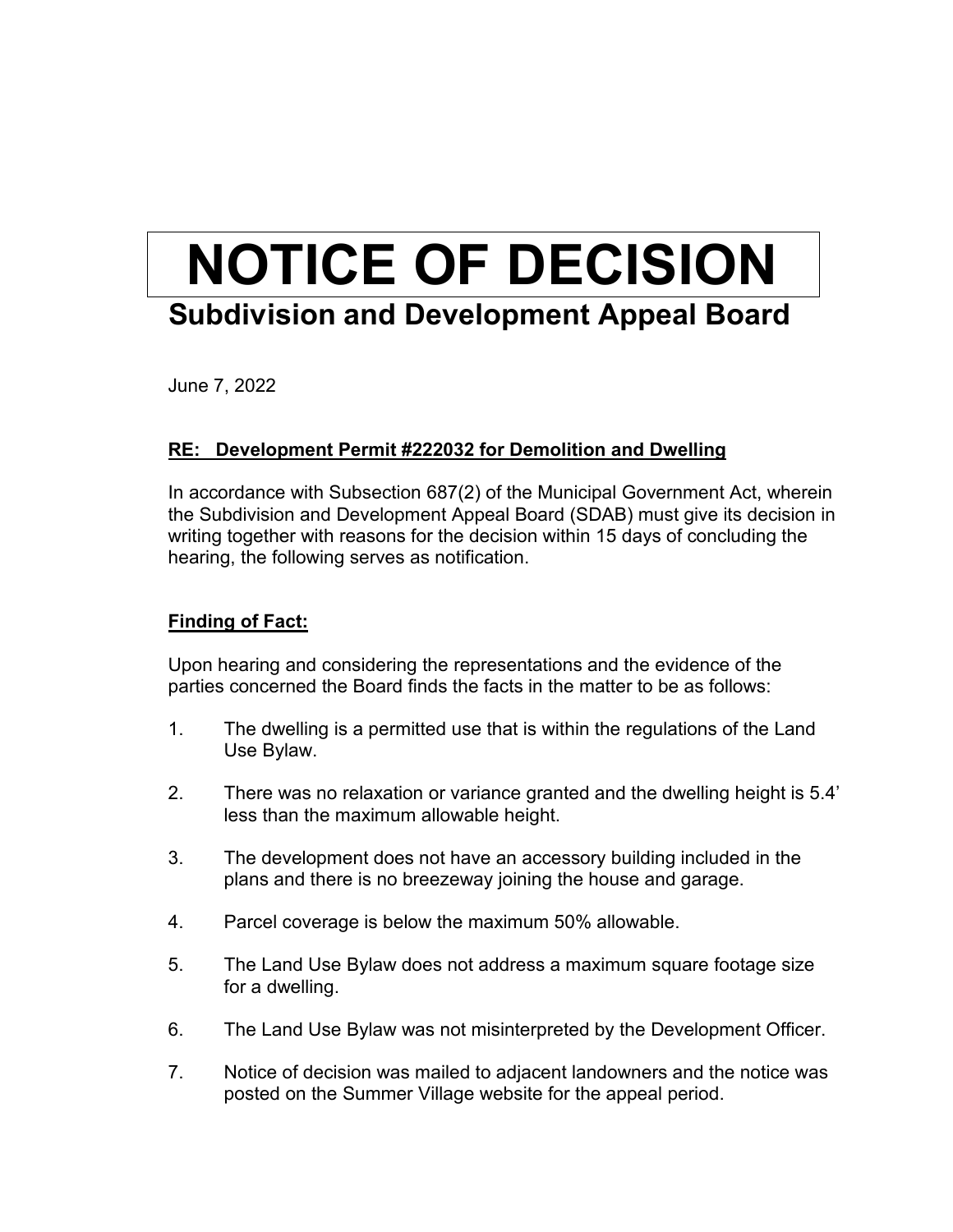# NOTICE OF DECISION

## Subdivision and Development Appeal Board

June 7, 2022

**RE: Development Permit #222032 for Demolition and Dwelling**

In accordance with Subsection 687(2) of the Municipal Government Act, wherein the Subdivision and Development Appeal Board (SDAB) must give its decision in writing together with reasons for the decision within 15 days of concluding the hearing, the following serves as notification.

**Finding of Fact:**

Upon hearing and considering the representations and the evidence of the parties concerned the Board finds the facts in the matter to be as follows:

1. The dwelling is a permitted use that is within the regulations of the Land Use Bylaw.
2. There was no relaxation or variance granted and the dwelling height is 5.4' less than the maximum allowable height.
3. The development does not have an accessory building included in the plans and there is no breezeway joining the house and garage.
4. Parcel coverage is below the maximum 50% allowable.
5. The Land Use Bylaw does not address a maximum square footage size for a dwelling.
6. The Land Use Bylaw was not misinterpreted by the Development Officer.
7. Notice of decision was mailed to adjacent landowners and the notice was posted on the Summer Village website for the appeal period.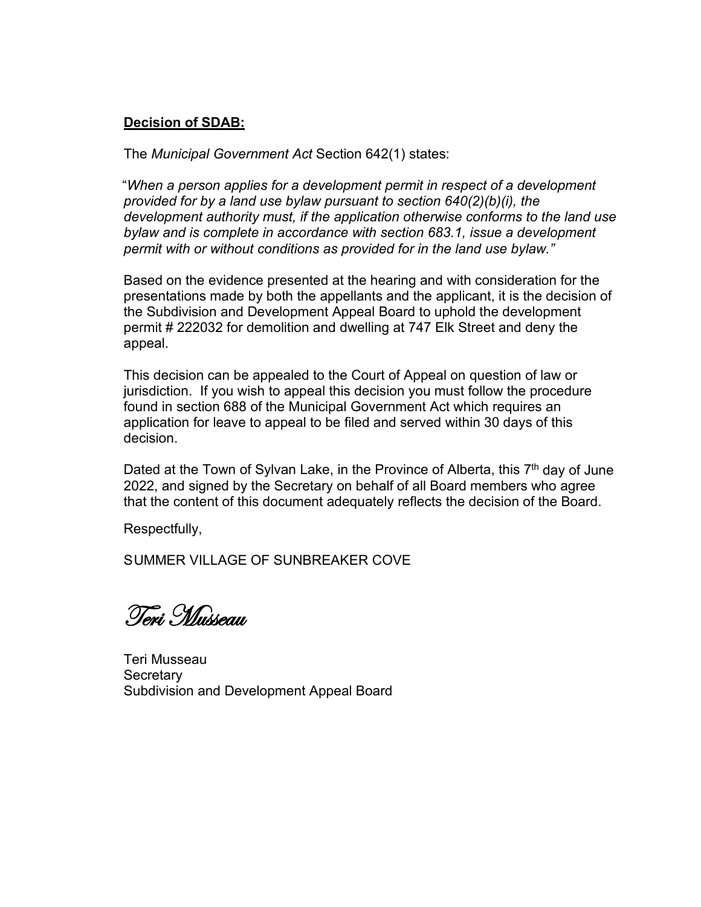**<u>Decision of SDAB:</u>**

The *Municipal Government Act* Section 642(1) states:

"*When a person applies for a development permit in respect of a development provided for by a land use bylaw pursuant to section 640(2)(b)(i), the development authority must, if the application otherwise conforms to the land use bylaw and is complete in accordance with section 683.1, issue a development permit with or without conditions as provided for in the land use bylaw."*

Based on the evidence presented at the hearing and with consideration for the presentations made by both the appellants and the applicant, it is the decision of the Subdivision and Development Appeal Board to uphold the development permit # 222032 for demolition and dwelling at 747 Elk Street and deny the appeal.

This decision can be appealed to the Court of Appeal on question of law or jurisdiction. If you wish to appeal this decision you must follow the procedure found in section 688 of the Municipal Government Act which requires an application for leave to appeal to be filed and served within 30 days of this decision.

Dated at the Town of Sylvan Lake, in the Province of Alberta, this 7th day of June 2022, and signed by the Secretary on behalf of all Board members who agree that the content of this document adequately reflects the decision of the Board.

Respectfully,

SUMMER VILLAGE OF SUNBREAKER COVE

*Teri Musseau*

Teri Musseau
Secretary
Subdivision and Development Appeal Board